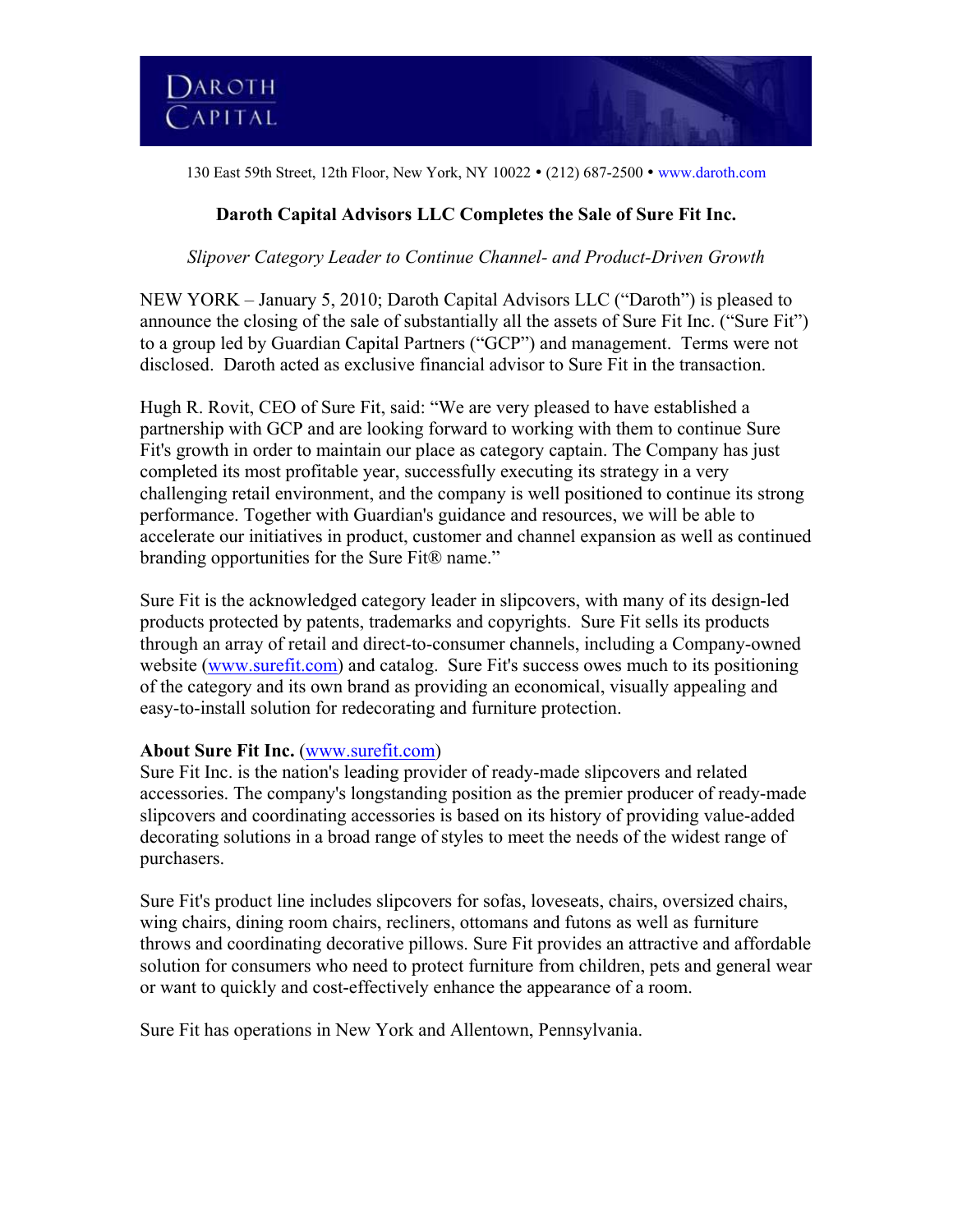DAROTH CAPITAL

130 East 59th Street, 12th Floor, New York, NY 10022 • (212) 687-2500 • www.daroth.com

## Daroth Capital Advisors LLC Completes the Sale of Sure Fit Inc.

*Slipover Category Leader to Continue Channel- and Product-Driven Growth*

NEW YORK – January 5, 2010; Daroth Capital Advisors LLC ("Daroth") is pleased to announce the closing of the sale of substantially all the assets of Sure Fit Inc. ("Sure Fit") to a group led by Guardian Capital Partners ("GCP") and management. Terms were not disclosed. Daroth acted as exclusive financial advisor to Sure Fit in the transaction.

Hugh R. Rovit, CEO of Sure Fit, said: "We are very pleased to have established a partnership with GCP and are looking forward to working with them to continue Sure Fit's growth in order to maintain our place as category captain. The Company has just completed its most profitable year, successfully executing its strategy in a very challenging retail environment, and the company is well positioned to continue its strong performance. Together with Guardian's guidance and resources, we will be able to accelerate our initiatives in product, customer and channel expansion as well as continued branding opportunities for the Sure Fit® name."

Sure Fit is the acknowledged category leader in slipcovers, with many of its design-led products protected by patents, trademarks and copyrights. Sure Fit sells its products through an array of retail and direct-to-consumer channels, including a Company-owned website (www.surefit.com) and catalog. Sure Fit's success owes much to its positioning of the category and its own brand as providing an economical, visually appealing and easy-to-install solution for redecorating and furniture protection.

**About Sure Fit Inc.** (www.surefit.com)
Sure Fit Inc. is the nation's leading provider of ready-made slipcovers and related accessories. The company's longstanding position as the premier producer of ready-made slipcovers and coordinating accessories is based on its history of providing value-added decorating solutions in a broad range of styles to meet the needs of the widest range of purchasers.

Sure Fit's product line includes slipcovers for sofas, loveseats, chairs, oversized chairs, wing chairs, dining room chairs, recliners, ottomans and futons as well as furniture throws and coordinating decorative pillows. Sure Fit provides an attractive and affordable solution for consumers who need to protect furniture from children, pets and general wear or want to quickly and cost-effectively enhance the appearance of a room.

Sure Fit has operations in New York and Allentown, Pennsylvania.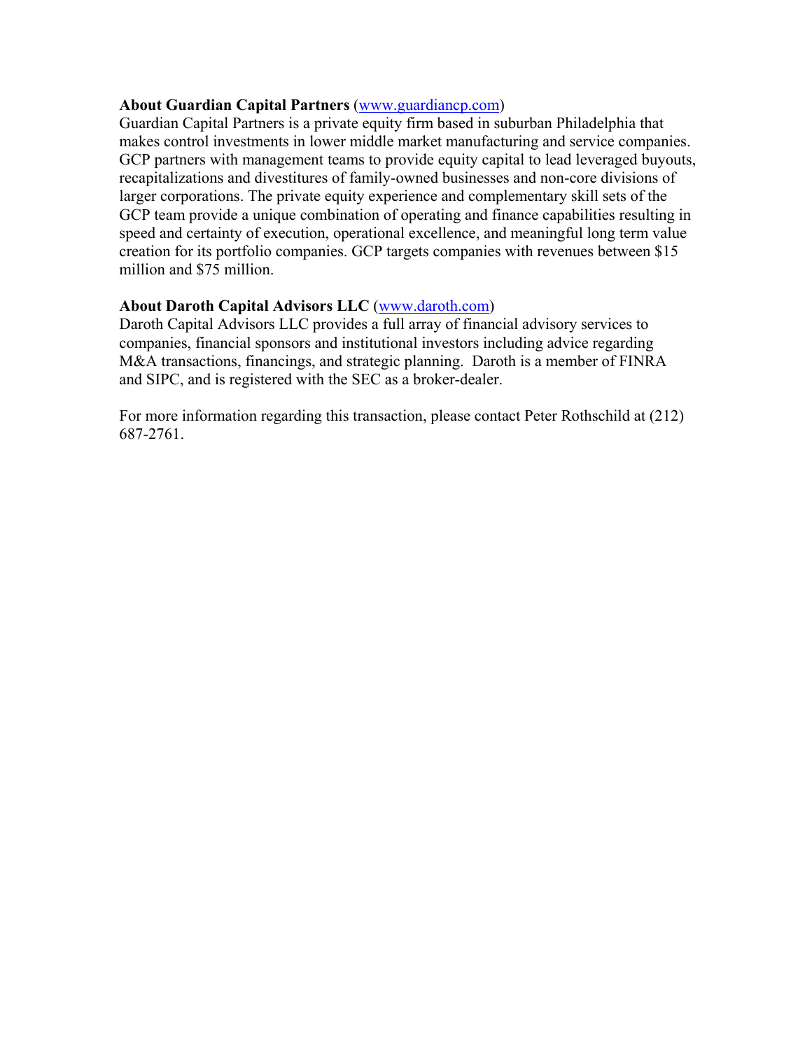**About Guardian Capital Partners** ([www.guardiancp.com](http://www.guardiancp.com))
Guardian Capital Partners is a private equity firm based in suburban Philadelphia that makes control investments in lower middle market manufacturing and service companies. GCP partners with management teams to provide equity capital to lead leveraged buyouts, recapitalizations and divestitures of family-owned businesses and non-core divisions of larger corporations. The private equity experience and complementary skill sets of the GCP team provide a unique combination of operating and finance capabilities resulting in speed and certainty of execution, operational excellence, and meaningful long term value creation for its portfolio companies. GCP targets companies with revenues between $15 million and $75 million.

**About Daroth Capital Advisors LLC** ([www.daroth.com](http://www.daroth.com))
Daroth Capital Advisors LLC provides a full array of financial advisory services to companies, financial sponsors and institutional investors including advice regarding M&A transactions, financings, and strategic planning. Daroth is a member of FINRA and SIPC, and is registered with the SEC as a broker-dealer.

For more information regarding this transaction, please contact Peter Rothschild at (212) 687-2761.